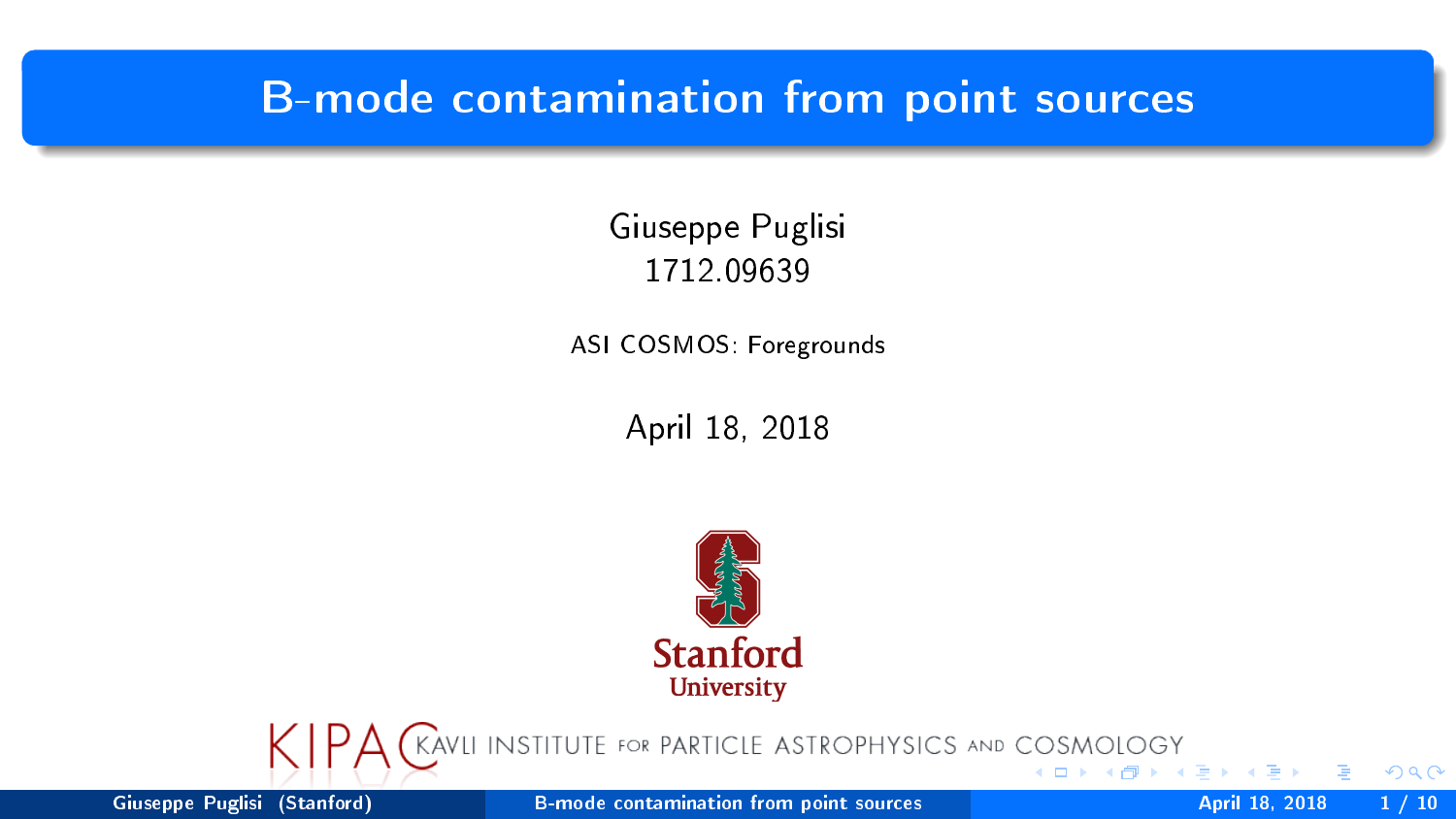# B-mode contamination from point sources

Giuseppe Puglisi
1712.09639

ASI COSMOS: Foregrounds

April 18, 2018

Stanford University

KIPAC KAVLI INSTITUTE FOR PARTICLE ASTROPHYSICS AND COSMOLOGY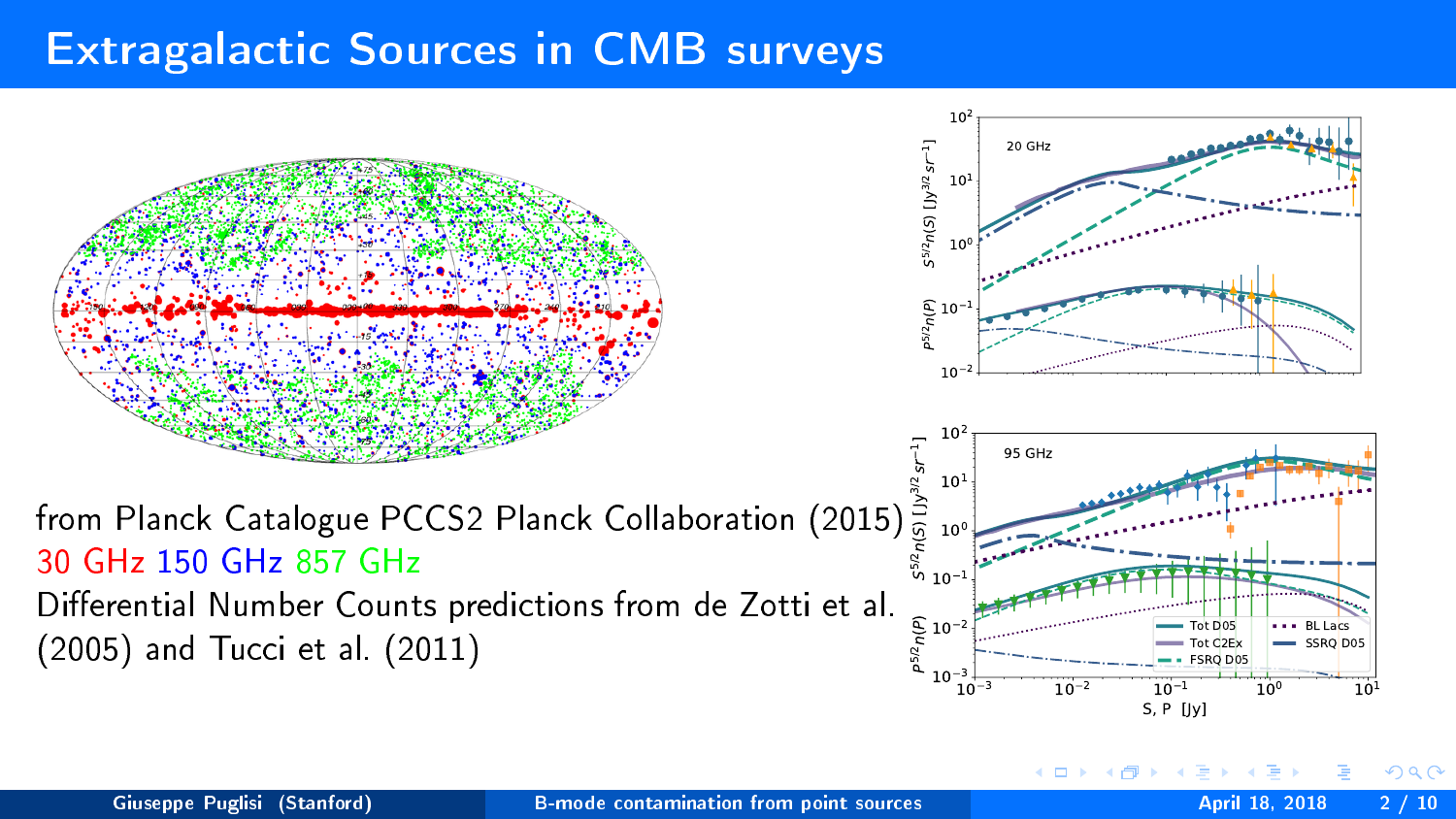# Extragalactic Sources in CMB surveys

from Planck Catalogue PCCS2 Planck Collaboration (2015)
30 GHz 150 GHz 857 GHz

Differential Number Counts predictions from de Zotti et al. (2005) and Tucci et al. (2011)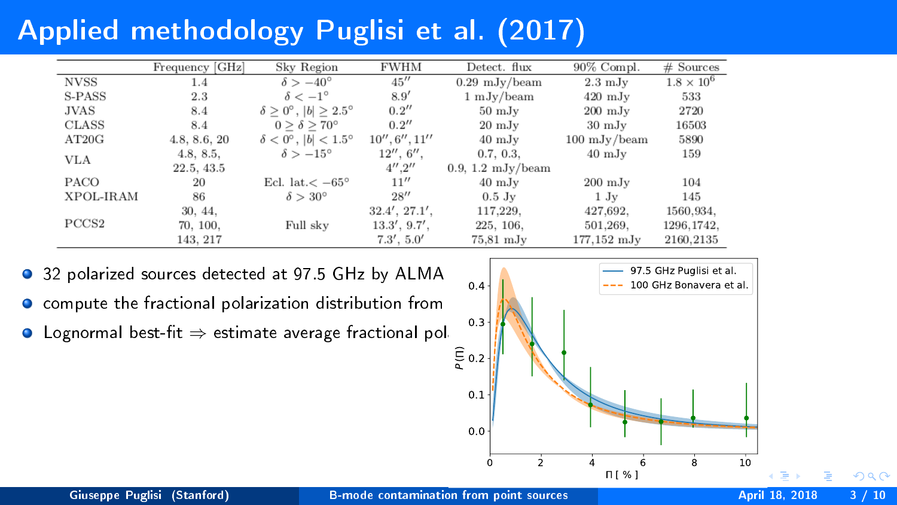# Applied methodology Puglisi et al. (2017)

| | Frequency [GHz] | Sky Region | FWHM | Detect. flux | 90% Compl. | # Sources |
|---|---|---|---|---|---|---|
| NVSS | 1.4 | $\delta > -40°$ | $45''$ | 0.29 mJy/beam | 2.3 mJy | $1.8 \times 10^6$ |
| S-PASS | 2.3 | $\delta < -1°$ | $8.9'$ | 1 mJy/beam | 420 mJy | 533 |
| JVAS | 8.4 | $\delta \geq 0°$, $\|b\| \geq 2.5°$ | $0.2''$ | 50 mJy | 200 mJy | 2720 |
| CLASS | 8.4 | $0 \geq \delta \geq 70°$ | $0.2''$ | 20 mJy | 30 mJy | 16503 |
| AT20G | 4.8, 8.6, 20 | $\delta < 0°$, $\|b\| < 1.5°$ | $10'', 6'', 11''$ | 40 mJy | 100 mJy/beam | 5890 |
| VLA | 4.8, 8.5, 22.5, 43.5 | $\delta > -15°$ | $12''$, $6''$, $4''$,$2''$ | 0.7, 0.3, 0.9, 1.2 mJy/beam | 40 mJy | 159 |
| PACO | 20 | Ecl. lat.$< -65°$ | $11''$ | 40 mJy | 200 mJy | 104 |
| XPOL-IRAM | 86 | $\delta > 30°$ | $28''$ | 0.5 Jy | 1 Jy | 145 |
| PCCS2 | 30, 44, 70, 100, 143, 217 | Full sky | $32.4'$, $27.1'$, $13.3'$, $9.7'$, $7.3'$, $5.0'$ | 117,229, 225, 106, 75,81 mJy | 427,692, 501,269, 177,152 mJy | 1560,934, 1296,1742, 2160,2135 |

- 32 polarized sources detected at 97.5 GHz by ALMA
- compute the fractional polarization distribution from
- Lognormal best-fit $\Rightarrow$ estimate average fractional pol.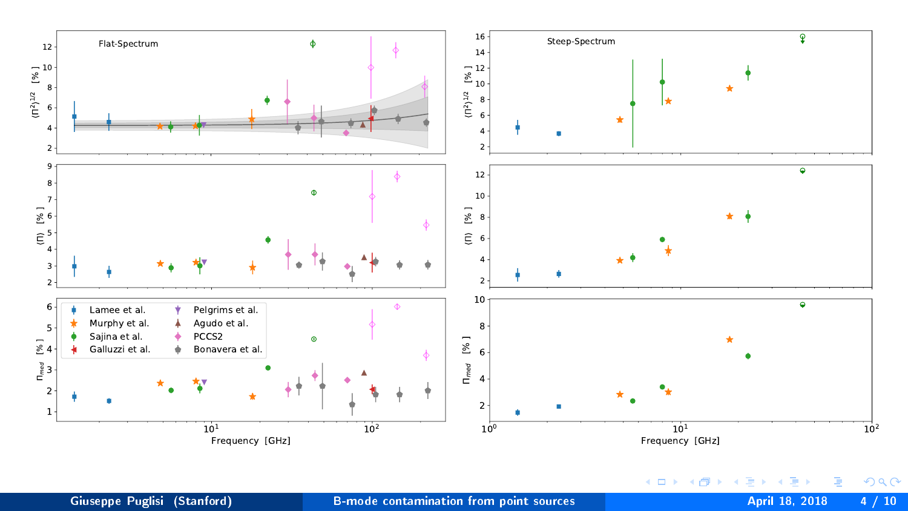Flat-Spectrum

Steep-Spectrum

$\langle \Pi^2 \rangle^{1/2}$ [%]

$\langle \Pi \rangle$ [%]

$\Pi_{med}$ [%]

Lamee et al. · Murphy et al. · Sajina et al. · Galluzzi et al. · Pelgrims et al. · Agudo et al. · PCCS2 · Bonavera et al.

Frequency [GHz]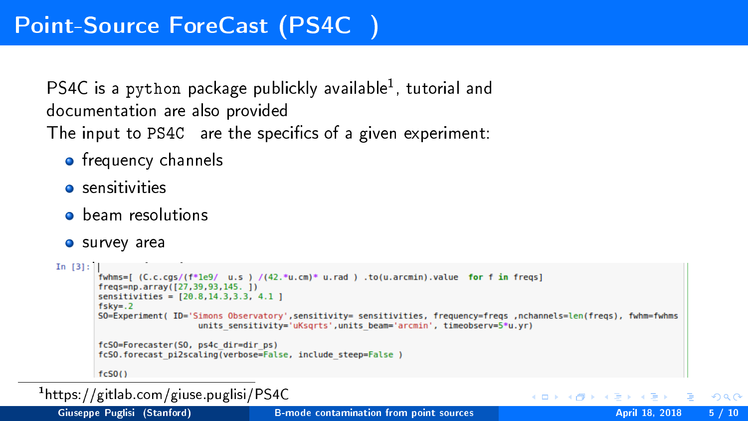# Point-Source ForeCast (PS4C )

PS4C is a python package publickly available[1], tutorial and documentation are also provided

The input to PS4C are the specifics of a given experiment:

- frequency channels
- sensitivities
- beam resolutions
- survey area

```
In [3]: |
fwhms=[ (C.c.cgs/(f*1e9/  u.s ) /(42.*u.cm)* u.rad ) .to(u.arcmin).value  for f in freqs]
freqs=np.array([27,39,93,145. ])
sensitivities = [20.8,14.3,3.3, 4.1 ]
fsky=.2
SO=Experiment( ID='Simons Observatory',sensitivity= sensitivities, frequency=freqs ,nchannels=len(freqs), fwhm=fwhms
                 units_sensitivity='uKsqrts',units_beam='arcmin', timeobserv=5*u.yr)

fcSO=Forecaster(SO, ps4c_dir=dir_ps)
fcSO.forecast_pi2scaling(verbose=False, include_steep=False )

fcSO()
```

[1] https://gitlab.com/giuse.puglisi/PS4C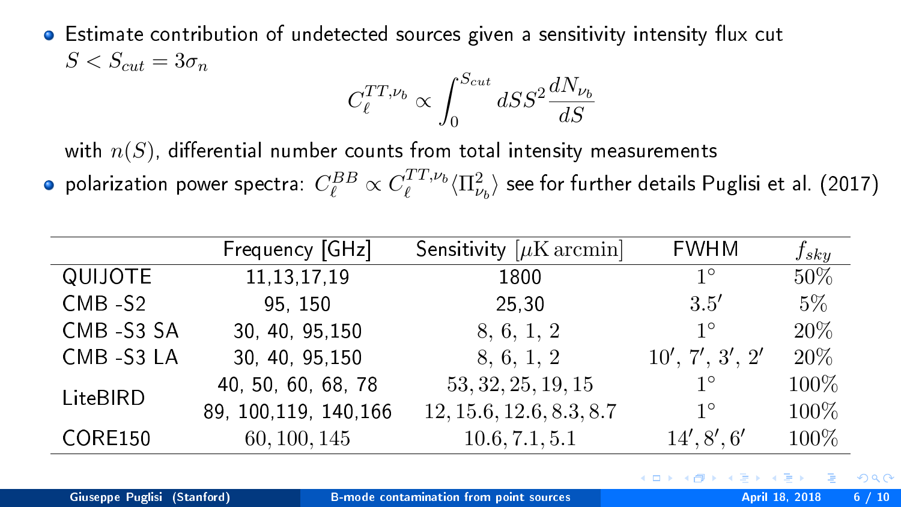- Estimate contribution of undetected sources given a sensitivity intensity flux cut $S < S_{cut} = 3\sigma_n$

$$C_\ell^{TT,\nu_b} \propto \int_0^{S_{cut}} dS S^2 \frac{dN_{\nu_b}}{dS}$$

with $n(S)$, differential number counts from total intensity measurements

- polarization power spectra: $C_\ell^{BB} \propto C_\ell^{TT,\nu_b} \langle \Pi^2_{\nu_b} \rangle$ see for further details Puglisi et al. (2017)

| | Frequency [GHz] | Sensitivity $[\mu\mathrm{K\,arcmin}]$ | FWHM | $f_{sky}$ |
|---|---|---|---|---|
| QUIJOTE | 11,13,17,19 | 1800 | $1^\circ$ | 50% |
| CMB -S2 | 95, 150 | 25,30 | $3.5'$ | 5% |
| CMB -S3 SA | 30, 40, 95,150 | 8, 6, 1, 2 | $1^\circ$ | 20% |
| CMB -S3 LA | 30, 40, 95,150 | 8, 6, 1, 2 | $10', 7', 3', 2'$ | 20% |
| LiteBIRD | 40, 50, 60, 68, 78 | 53, 32, 25, 19, 15 | $1^\circ$ | 100% |
| | 89, 100,119, 140,166 | 12, 15.6, 12.6, 8.3, 8.7 | $1^\circ$ | 100% |
| CORE150 | 60, 100, 145 | 10.6, 7.1, 5.1 | $14', 8', 6'$ | 100% |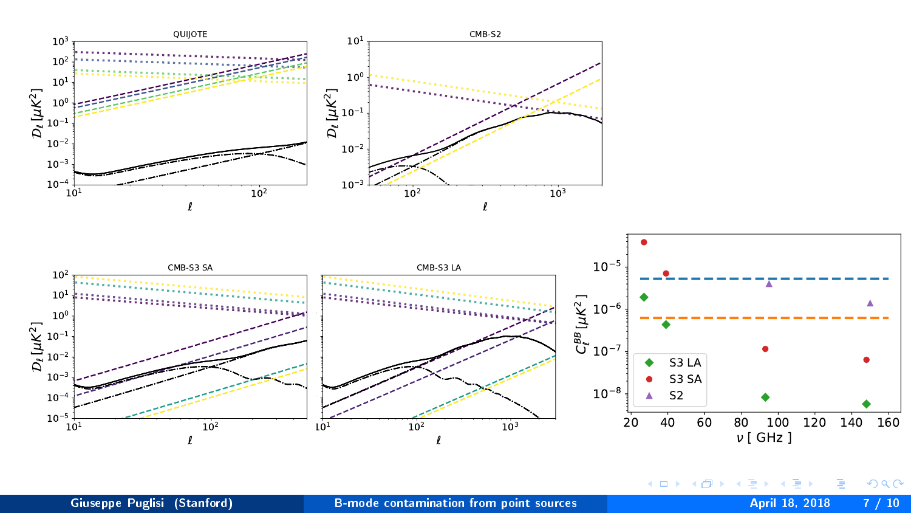QUIJOTE

$\mathcal{D}_\ell\,[\mu K^2]$

$\ell$

CMB-S2

$\mathcal{D}_\ell\,[\mu K^2]$

$\ell$

CMB-S3 SA

$\mathcal{D}_\ell\,[\mu K^2]$

$\ell$

CMB-S3 LA

$\ell$

$C_\ell^{BB}\,[\mu K^2]$

$\nu$ [ GHz ]

- S3 LA
- S3 SA
- S2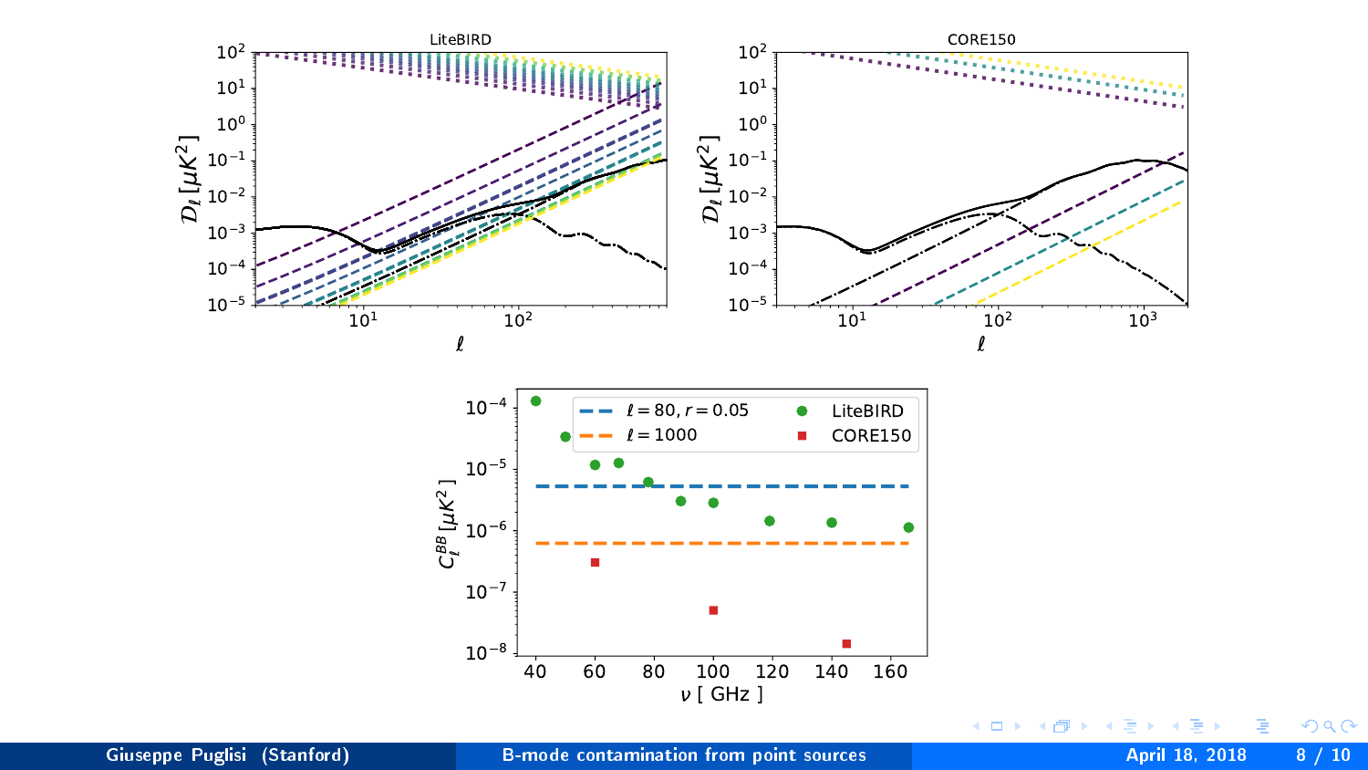LiteBIRD

CORE150

$\mathcal{D}_\ell\, [\mu K^2]$

$\ell$

$\ell = 80, r = 0.05$

$\ell = 1000$

LiteBIRD

CORE150

$C_\ell^{BB}\, [\mu K^2]$

$\nu$ [ GHz ]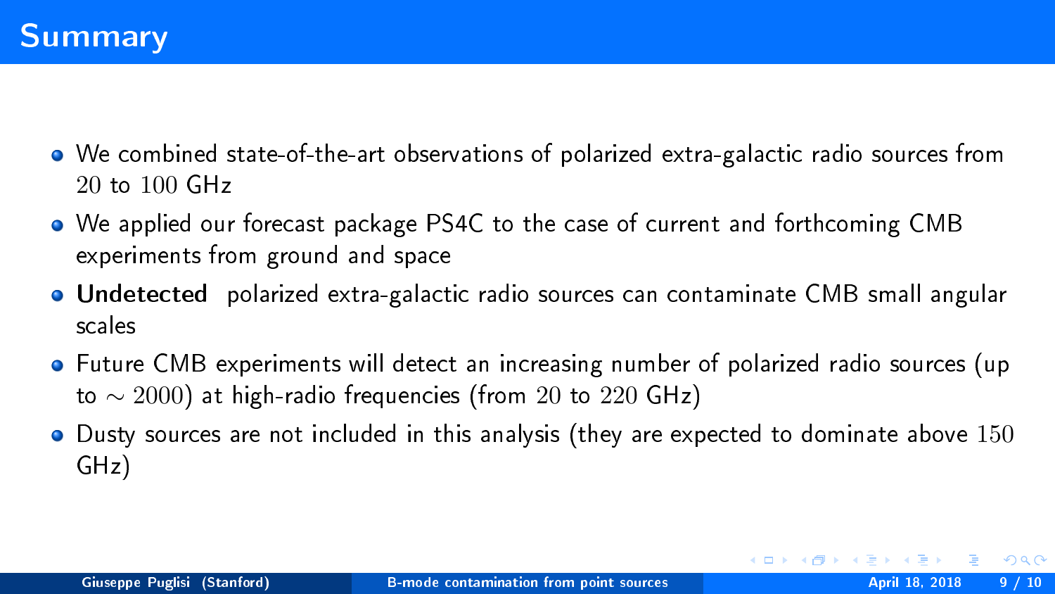# Summary

- We combined state-of-the-art observations of polarized extra-galactic radio sources from $20$ to $100$ GHz
- We applied our forecast package PS4C to the case of current and forthcoming CMB experiments from ground and space
- **Undetected** polarized extra-galactic radio sources can contaminate CMB small angular scales
- Future CMB experiments will detect an increasing number of polarized radio sources (up to $\sim 2000$) at high-radio frequencies (from $20$ to $220$ GHz)
- Dusty sources are not included in this analysis (they are expected to dominate above $150$ GHz)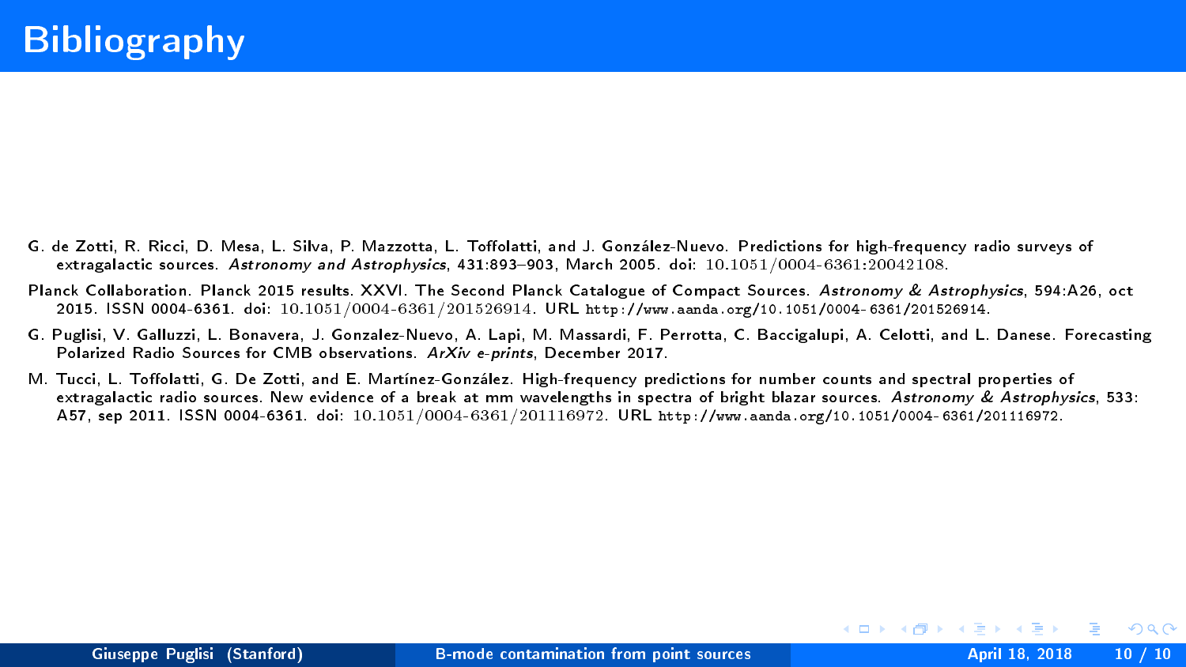# Bibliography

G. de Zotti, R. Ricci, D. Mesa, L. Silva, P. Mazzotta, L. Toffolatti, and J. González-Nuevo. Predictions for high-frequency radio surveys of extragalactic sources. *Astronomy and Astrophysics*, 431:893–903, March 2005. doi: 10.1051/0004-6361:20042108.

Planck Collaboration. Planck 2015 results. XXVI. The Second Planck Catalogue of Compact Sources. *Astronomy & Astrophysics*, 594:A26, oct 2015. ISSN 0004-6361. doi: 10.1051/0004-6361/201526914. URL http://www.aanda.org/10.1051/0004-6361/201526914.

G. Puglisi, V. Galluzzi, L. Bonavera, J. Gonzalez-Nuevo, A. Lapi, M. Massardi, F. Perrotta, C. Baccigalupi, A. Celotti, and L. Danese. Forecasting Polarized Radio Sources for CMB observations. *ArXiv e-prints*, December 2017.

M. Tucci, L. Toffolatti, G. De Zotti, and E. Martínez-González. High-frequency predictions for number counts and spectral properties of extragalactic radio sources. New evidence of a break at mm wavelengths in spectra of bright blazar sources. *Astronomy & Astrophysics*, 533: A57, sep 2011. ISSN 0004-6361. doi: 10.1051/0004-6361/201116972. URL http://www.aanda.org/10.1051/0004-6361/201116972.